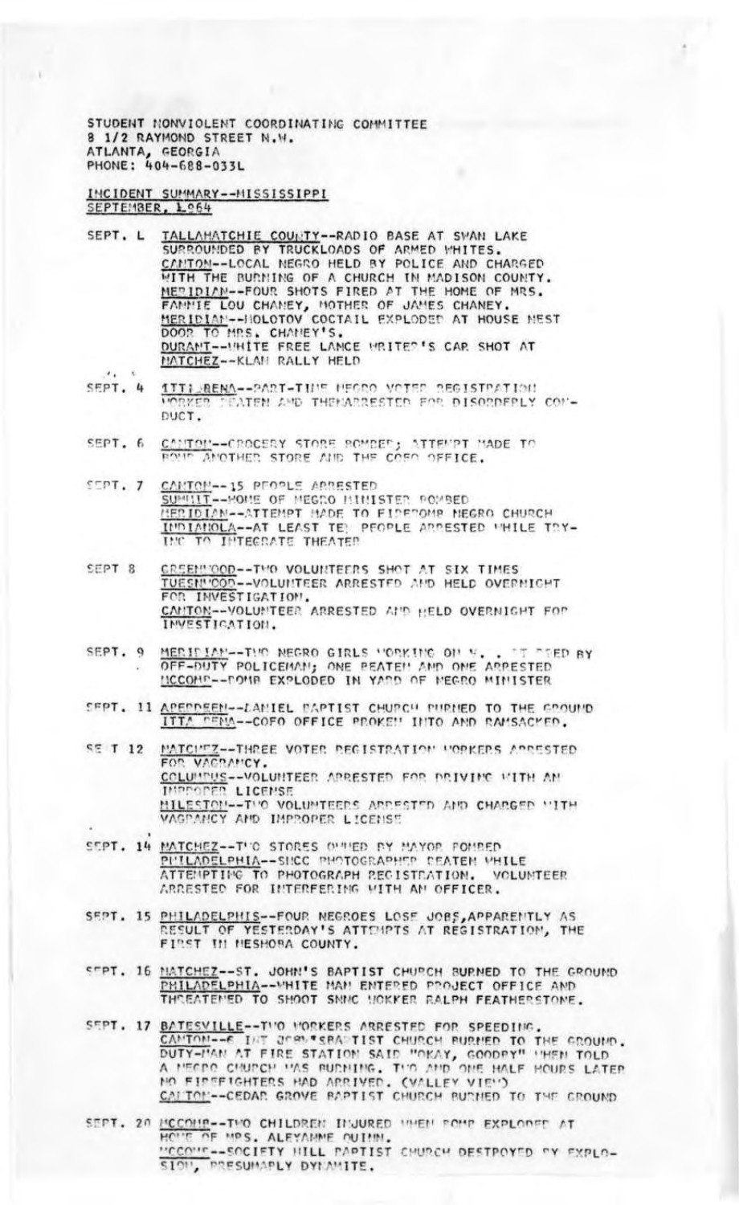STUDENT NONVIOLENT COORDINATING COMMITTEE
8 1/2 RAYMOND STREET N.W.
ATLANTA, GEORGIA
PHONE: 404-688-0331

INCIDENT SUMMARY--MISSISSIPPI
SEPTEMBER, 1964

SEPT. 1 TALLAHATCHIE COUNTY--RADIO BASE AT SWAN LAKE SURROUNDED BY TRUCKLOADS OF ARMED WHITES.
CANTON--LOCAL NEGRO HELD BY POLICE AND CHARGED WITH THE BURNING OF A CHURCH IN MADISON COUNTY.
MERIDIAN--FOUR SHOTS FIRED AT THE HOME OF MRS. FANNIE LOU CHANEY, MOTHER OF JAMES CHANEY.
MERIDIAN--MOLOTOV COCTAIL EXPLODED AT HOUSE NEXT DOOR TO MRS. CHANEY'S.
DURANT--WHITE FREE LANCE WRITER'S CAR SHOT AT
NATCHEZ--KLAN RALLY HELD

SEPT. 4 ITTA BENA--PART-TIME NEGRO VOTER REGISTRATION WORKER BEATEN AND THEN ARRESTED FOR DISORDERLY CONDUCT.

SEPT. 6 CANTON--GROCERY STORE BOMBED; ATTEMPT MADE TO BOMB ANOTHER STORE AND THE COFO OFFICE.

SEPT. 7 CANTON--15 PEOPLE ARRESTED
SUMMIT--HOME OF NEGRO MINISTER BOMBED
MERIDIAN--ATTEMPT MADE TO FIREBOMB NEGRO CHURCH
INDIANOLA--AT LEAST TEN PEOPLE ARRESTED WHILE TRYING TO INTEGRATE THEATER

SEPT 8 GREENWOOD--TWO VOLUNTEERS SHOT AT SIX TIMES
TUESNWOOD--VOLUNTEER ARRESTED AND HELD OVERNIGHT FOR INVESTIGATION.
CANTON--VOLUNTEER ARRESTED AND HELD OVERNIGHT FOR INVESTIGATION.

SEPT. 9 MERIDIAN--TWO NEGRO GIRLS WORKING ON V. . . TTED BY OFF-DUTY POLICEMAN; ONE BEATEN AND ONE ARRESTED
MCCOMB--BOMB EXPLODED IN YARD OF NEGRO MINISTER

SEPT. 11 ABERDEEN--DANIEL BAPTIST CHURCH BURNED TO THE GROUND
ITTA BENA--COFO OFFICE BROKEN INTO AND RANSACKED.

SEPT 12 NATCHEZ--THREE VOTER REGISTRATION WORKERS ARRESTED FOR VAGRANCY.
COLUMBUS--VOLUNTEER ARRESTED FOR DRIVING WITH AN IMPROPER LICENSE
MILESTON--TWO VOLUNTEERS ARRESTED AND CHARGED WITH VAGRANCY AND IMPROPER LICENSE

SEPT. 14 NATCHEZ--TWO STORES OWNED BY MAYOR BOMBED
PHILADELPHIA--SNCC PHOTOGRAPHER BEATEN WHILE ATTEMPTING TO PHOTOGRAPH REGISTRATION. VOLUNTEER ARRESTED FOR INTERFERING WITH AN OFFICER.

SEPT. 15 PHILADELPHIS--FOUR NEGROES LOSE JOBS, APPARENTLY AS RESULT OF YESTERDAY'S ATTEMPTS AT REGISTRATION, THE FIRST IN NESHOBA COUNTY.

SEPT. 16 NATCHEZ--ST. JOHN'S BAPTIST CHURCH BURNED TO THE GROUND
PHILADELPHIA--WHITE MAN ENTERED PROJECT OFFICE AND THREATENED TO SHOOT SNCC WORKER RALPH FEATHERSTONE.

SEPT. 17 BATESVILLE--TWO WORKERS ARRESTED FOR SPEEDING.
CANTON--ST. JOHN'S BAPTIST CHURCH BURNED TO THE GROUND. DUTY-MAN AT FIRE STATION SAID "OKAY, GOODBY" WHEN TOLD A NEGRO CHURCH WAS BURNING. TWO AND ONE HALF HOURS LATER NO FIREFIGHTERS HAD ARRIVED. (VALLEY VIEW)
CANTON--CEDAR GROVE BAPTIST CHURCH BURNED TO THE GROUND

SEPT. 20 MCCOMB--TWO CHILDREN INJURED WHEN BOMB EXPLODED AT HOME OF MRS. ALEXANNE QUINN.
MCCOMB--SOCIETY HILL BAPTIST CHURCH DESTROYED BY EXPLOSION, PRESUMABLY DYNAMITE.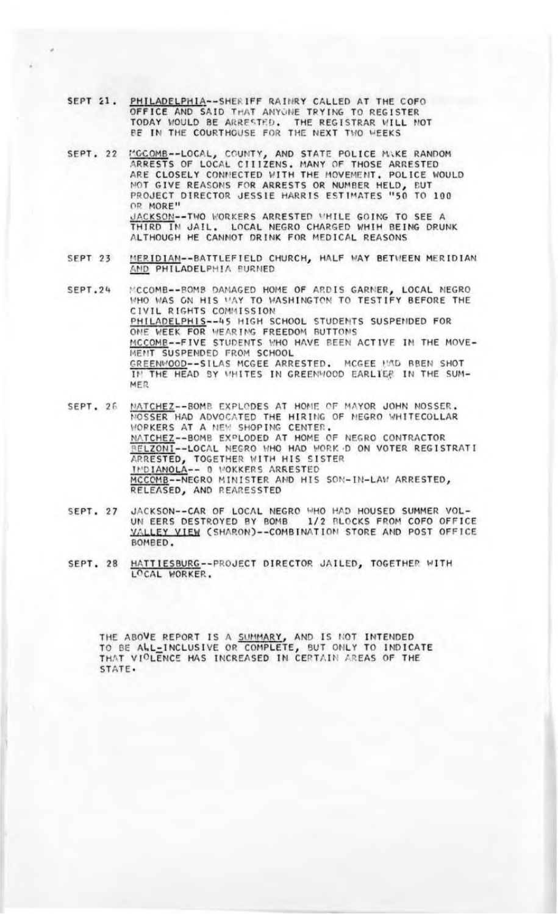SEPT 21. PHILADELPHIA--SHERIFF RAINRY CALLED AT THE COFO OFFICE AND SAID THAT ANYONE TRYING TO REGISTER TODAY WOULD BE ARRESTED. THE REGISTRAR WILL NOT BE IN THE COURTHOUSE FOR THE NEXT TWO WEEKS

SEPT. 22 MCCOMB--LOCAL, COUNTY, AND STATE POLICE MAKE RANDOM ARRESTS OF LOCAL CIIIZENS. MANY OF THOSE ARRESTED ARE CLOSELY CONNECTED WITH THE MOVEMENT. POLICE WOULD NOT GIVE REASONS FOR ARRESTS OR NUMBER HELD, BUT PROJECT DIRECTOR JESSIE HARRIS ESTIMATES "50 TO 100 OR MORE"
JACKSON--TWO WORKERS ARRESTED WHILE GOING TO SEE A THIRD IN JAIL. LOCAL NEGRO CHARGED WHIH BEING DRUNK ALTHOUGH HE CANNOT DRINK FOR MEDICAL REASONS

SEPT 23 MERIDIAN--BATTLEFIELD CHURCH, HALF WAY BETWEEN MERIDIAN AND PHILADELPHIA BURNED

SEPT.24 MCCOMB--BOMB DAMAGED HOME OF ARDIS GARNER, LOCAL NEGRO WHO WAS ON HIS WAY TO WASHINGTON TO TESTIFY BEFORE THE CIVIL RIGHTS COMMISSION
PHILADELPHIS--45 HIGH SCHOOL STUDENTS SUSPENDED FOR ONE WEEK FOR WEARING FREEDOM BUTTONS
MCCOMB--FIVE STUDENTS WHO HAVE BEEN ACTIVE IN THE MOVEMENT SUSPENDED FROM SCHOOL
GREENWOOD--SILAS MCGEE ARRESTED. MCGEE HAD BBEN SHOT IN THE HEAD BY WHITES IN GREENWOOD EARLIER IN THE SUMMER

SEPT. 26 NATCHEZ--BOMB EXPLODES AT HOME OF MAYOR JOHN NOSSER. NOSSER HAD ADVOCATED THE HIRING OF NEGRO WHITECOLLAR WORKERS AT A NEW SHOPING CENTER.
NATCHEZ--BOMB EXPLODED AT HOME OF NEGRO CONTRACTOR
BELZONI--LOCAL NEGRO WHO HAD WORK D ON VOTER REGISTRATI ARRESTED, TOGETHER WITH HIS SISTER
INDIANOLA-- 0 WOKKERS ARRESTED
MCCOMB--NEGRO MINISTER AND HIS SON-IN-LAW ARRESTED, RELEASED, AND REARESSTED

SEPT. 27 JACKSON--CAR OF LOCAL NEGRO WHO HAD HOUSED SUMMER VOLUN EERS DESTROYED BY BOMB 1/2 BLOCKS FROM COFO OFFICE
VALLEY VIEW (SHARON)--COMBINATION STORE AND POST OFFICE BOMBED.

SEPT. 28 HATTIESBURG--PROJECT DIRECTOR JAILED, TOGETHER WITH LOCAL WORKER.

THE ABOVE REPORT IS A SUMMARY, AND IS NOT INTENDED TO BE ALL-INCLUSIVE OR COMPLETE, BUT ONLY TO INDICATE THAT VIOLENCE HAS INCREASED IN CERTAIN AREAS OF THE STATE.